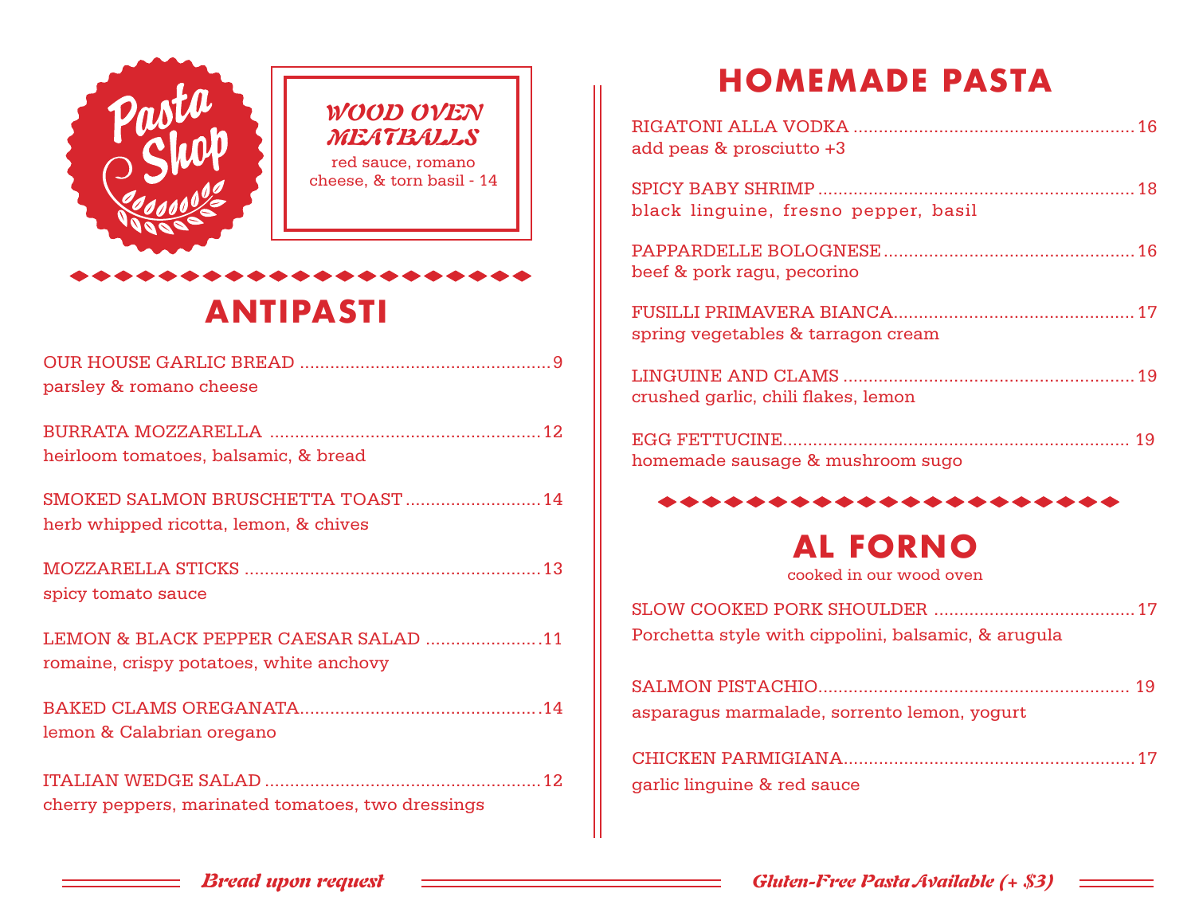# Pasta Shop

## WOOD OVEN MEATBALLS

red sauce, romano cheese, & torn basil - 14

## ANTIPASTI

OUR HOUSE GARLIC BREAD ... 9
parsley & romano cheese

BURRATA MOZZARELLA ... 12
heirloom tomatoes, balsamic, & bread

SMOKED SALMON BRUSCHETTA TOAST ... 14
herb whipped ricotta, lemon, & chives

MOZZARELLA STICKS ... 13
spicy tomato sauce

LEMON & BLACK PEPPER CAESAR SALAD ... 11
romaine, crispy potatoes, white anchovy

BAKED CLAMS OREGANATA ... 14
lemon & Calabrian oregano

ITALIAN WEDGE SALAD ... 12
cherry peppers, marinated tomatoes, two dressings

## HOMEMADE PASTA

RIGATONI ALLA VODKA ... 16
add peas & prosciutto +3

SPICY BABY SHRIMP ... 18
black linguine, fresno pepper, basil

PAPPARDELLE BOLOGNESE ... 16
beef & pork ragu, pecorino

FUSILLI PRIMAVERA BIANCA ... 17
spring vegetables & tarragon cream

LINGUINE AND CLAMS ... 19
crushed garlic, chili flakes, lemon

EGG FETTUCINE ... 19
homemade sausage & mushroom sugo

## AL FORNO

cooked in our wood oven

SLOW COOKED PORK SHOULDER ... 17
Porchetta style with cippolini, balsamic, & arugula

SALMON PISTACHIO ... 19
asparagus marmalade, sorrento lemon, yogurt

CHICKEN PARMIGIANA ... 17
garlic linguine & red sauce

*Bread upon request*

*Gluten-Free Pasta Available (+ $3)*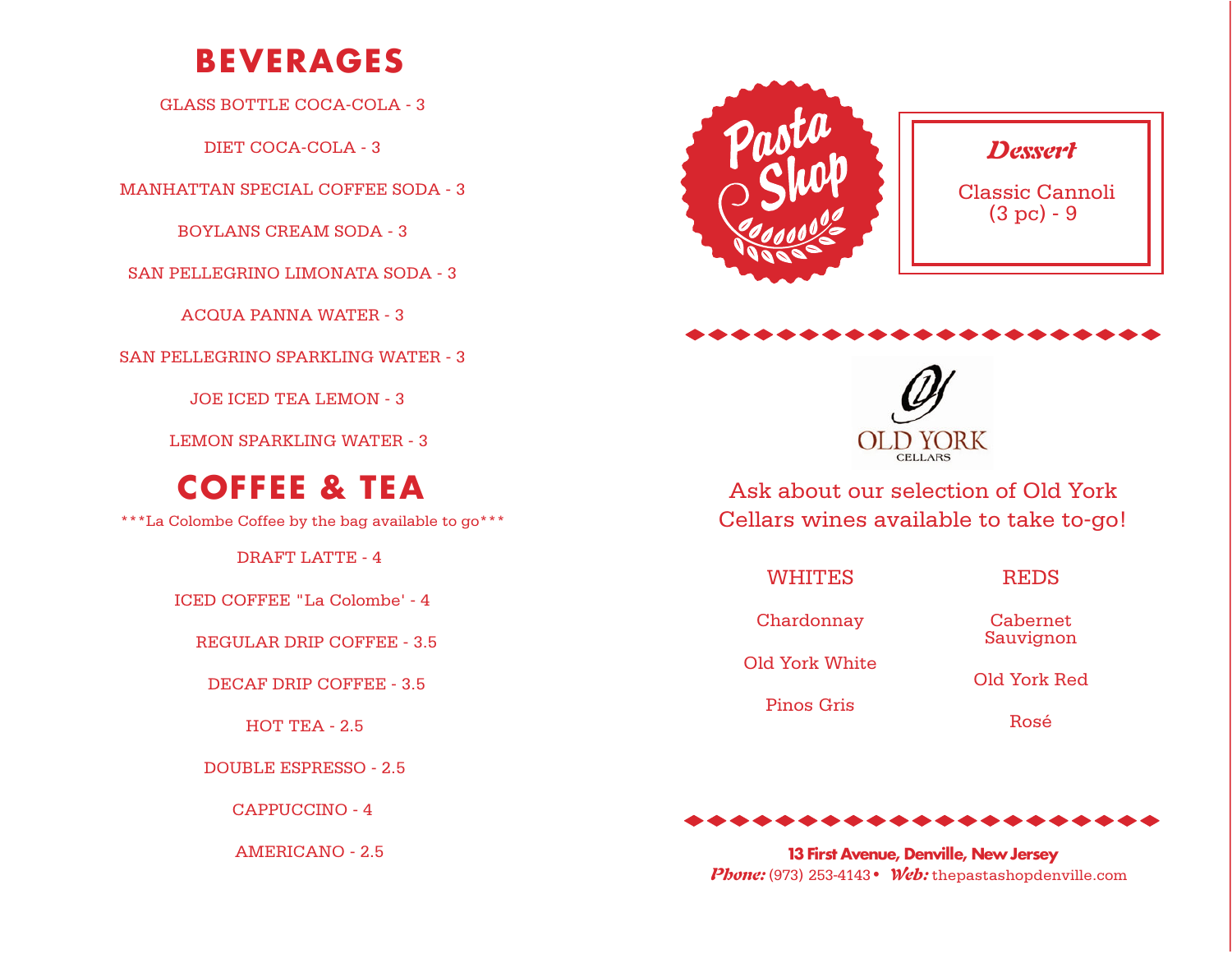## BEVERAGES

GLASS BOTTLE COCA-COLA - 3

DIET COCA-COLA - 3

MANHATTAN SPECIAL COFFEE SODA - 3

BOYLANS CREAM SODA - 3

SAN PELLEGRINO LIMONATA SODA - 3

ACQUA PANNA WATER - 3

SAN PELLEGRINO SPARKLING WATER - 3

JOE ICED TEA LEMON - 3

LEMON SPARKLING WATER - 3

## COFFEE & TEA

***La Colombe Coffee by the bag available to go***

DRAFT LATTE - 4

ICED COFFEE "La Colombe' - 4

REGULAR DRIP COFFEE - 3.5

DECAF DRIP COFFEE - 3.5

HOT TEA - 2.5

DOUBLE ESPRESSO - 2.5

CAPPUCCINO - 4

AMERICANO - 2.5

Pasta Shop

### *Dessert*

Classic Cannoli
(3 pc) - 9

OLD YORK CELLARS

Ask about our selection of Old York Cellars wines available to take to-go!

| WHITES | REDS |
| --- | --- |
| Chardonnay | Cabernet Sauvignon |
| Old York White | Old York Red |
| Pinos Gris | Rosé |

**13 First Avenue, Denville, New Jersey**
***Phone:*** (973) 253-4143 • ***Web:*** thepastashopdenville.com